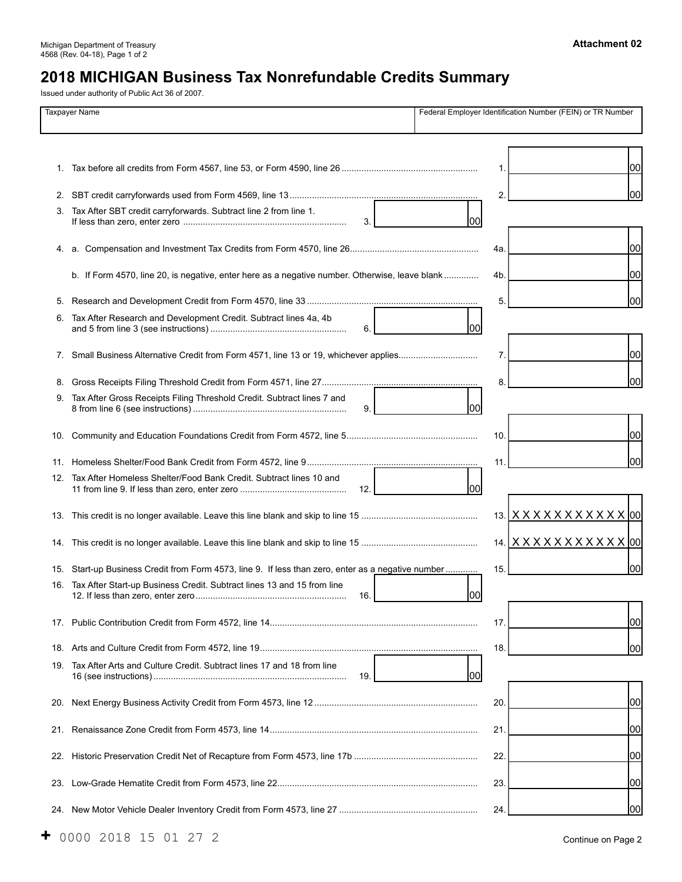Michigan Department of Treasury
4568 (Rev. 04-18), Page 1 of 2

**Attachment 02**

# 2018 MICHIGAN Business Tax Nonrefundable Credits Summary

Issued under authority of Public Act 36 of 2007.

| Taxpayer Name | Federal Employer Identification Number (FEIN) or TR Number |
|---|---|
| | |

| Line | Description | Middle column | Right column |
|---|---|---|---|
| 1. | Tax before all credits from Form 4567, line 53, or Form 4590, line 26 | | 1. 00 |
| 2. | SBT credit carryforwards used from Form 4569, line 13 | | 2. 00 |
| 3. | Tax After SBT credit carryforwards. Subtract line 2 from line 1. If less than zero, enter zero | 3. 00 | |
| 4. | a. Compensation and Investment Tax Credits from Form 4570, line 26 | | 4a. 00 |
| | b. If Form 4570, line 20, is negative, enter here as a negative number. Otherwise, leave blank | | 4b. 00 |
| 5. | Research and Development Credit from Form 4570, line 33 | | 5. 00 |
| 6. | Tax After Research and Development Credit. Subtract lines 4a, 4b and 5 from line 3 (see instructions) | 6. 00 | |
| 7. | Small Business Alternative Credit from Form 4571, line 13 or 19, whichever applies | | 7. 00 |
| 8. | Gross Receipts Filing Threshold Credit from Form 4571, line 27 | | 8. 00 |
| 9. | Tax After Gross Receipts Filing Threshold Credit. Subtract lines 7 and 8 from line 6 (see instructions) | 9. 00 | |
| 10. | Community and Education Foundations Credit from Form 4572, line 5 | | 10. 00 |
| 11. | Homeless Shelter/Food Bank Credit from Form 4572, line 9 | | 11. 00 |
| 12. | Tax After Homeless Shelter/Food Bank Credit. Subtract lines 10 and 11 from line 9. If less than zero, enter zero | 12. 00 | |
| 13. | This credit is no longer available. Leave this line blank and skip to line 15 | | 13. XXXXXXXXXXX 00 |
| 14. | This credit is no longer available. Leave this line blank and skip to line 15 | | 14. XXXXXXXXXXX 00 |
| 15. | Start-up Business Credit from Form 4573, line 9. If less than zero, enter as a negative number | | 15. 00 |
| 16. | Tax After Start-up Business Credit. Subtract lines 13 and 15 from line 12. If less than zero, enter zero | 16. 00 | |
| 17. | Public Contribution Credit from Form 4572, line 14 | | 17. 00 |
| 18. | Arts and Culture Credit from Form 4572, line 19 | | 18. 00 |
| 19. | Tax After Arts and Culture Credit. Subtract lines 17 and 18 from line 16 (see instructions) | 19. 00 | |
| 20. | Next Energy Business Activity Credit from Form 4573, line 12 | | 20. 00 |
| 21. | Renaissance Zone Credit from Form 4573, line 14 | | 21. 00 |
| 22. | Historic Preservation Credit Net of Recapture from Form 4573, line 17b | | 22. 00 |
| 23. | Low-Grade Hematite Credit from Form 4573, line 22 | | 23. 00 |
| 24. | New Motor Vehicle Dealer Inventory Credit from Form 4573, line 27 | | 24. 00 |

+ 0000 2018 15 01 27 2

Continue on Page 2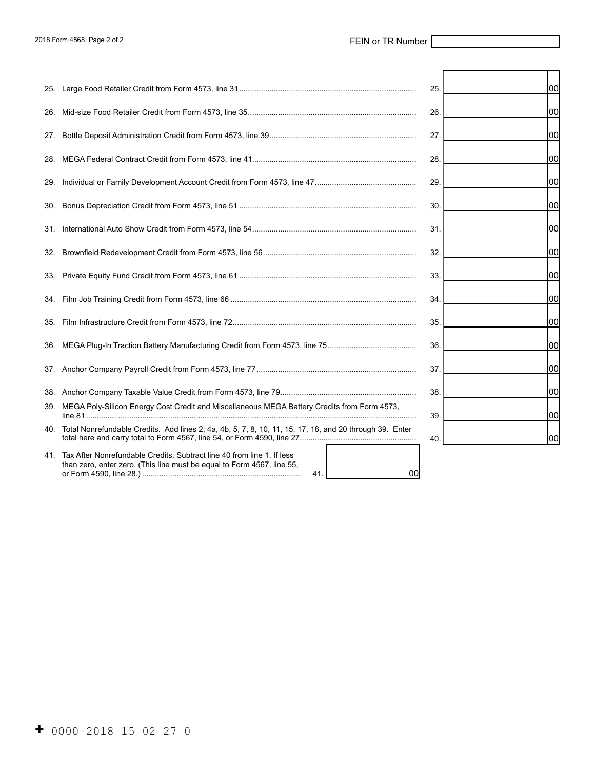FEIN or TR Number

| Line | Description | | Amount |
|---|---|---|---|
| 25. | Large Food Retailer Credit from Form 4573, line 31 | 25. | 00 |
| 26. | Mid-size Food Retailer Credit from Form 4573, line 35 | 26. | 00 |
| 27. | Bottle Deposit Administration Credit from Form 4573, line 39 | 27. | 00 |
| 28. | MEGA Federal Contract Credit from Form 4573, line 41 | 28. | 00 |
| 29. | Individual or Family Development Account Credit from Form 4573, line 47 | 29. | 00 |
| 30. | Bonus Depreciation Credit from Form 4573, line 51 | 30. | 00 |
| 31. | International Auto Show Credit from Form 4573, line 54 | 31. | 00 |
| 32. | Brownfield Redevelopment Credit from Form 4573, line 56 | 32. | 00 |
| 33. | Private Equity Fund Credit from Form 4573, line 61 | 33. | 00 |
| 34. | Film Job Training Credit from Form 4573, line 66 | 34. | 00 |
| 35. | Film Infrastructure Credit from Form 4573, line 72 | 35. | 00 |
| 36. | MEGA Plug-In Traction Battery Manufacturing Credit from Form 4573, line 75 | 36. | 00 |
| 37. | Anchor Company Payroll Credit from Form 4573, line 77 | 37. | 00 |
| 38. | Anchor Company Taxable Value Credit from Form 4573, line 79 | 38. | 00 |
| 39. | MEGA Poly-Silicon Energy Cost Credit and Miscellaneous MEGA Battery Credits from Form 4573, line 81 | 39. | 00 |
| 40. | Total Nonrefundable Credits. Add lines 2, 4a, 4b, 5, 7, 8, 10, 11, 15, 17, 18, and 20 through 39. Enter total here and carry total to Form 4567, line 54, or Form 4590, line 27 | 40. | 00 |
| 41. | Tax After Nonrefundable Credits. Subtract line 40 from line 1. If less than zero, enter zero. (This line must be equal to Form 4567, line 55, or Form 4590, line 28.) | 41. | 00 |

+ 0000 2018 15 02 27 0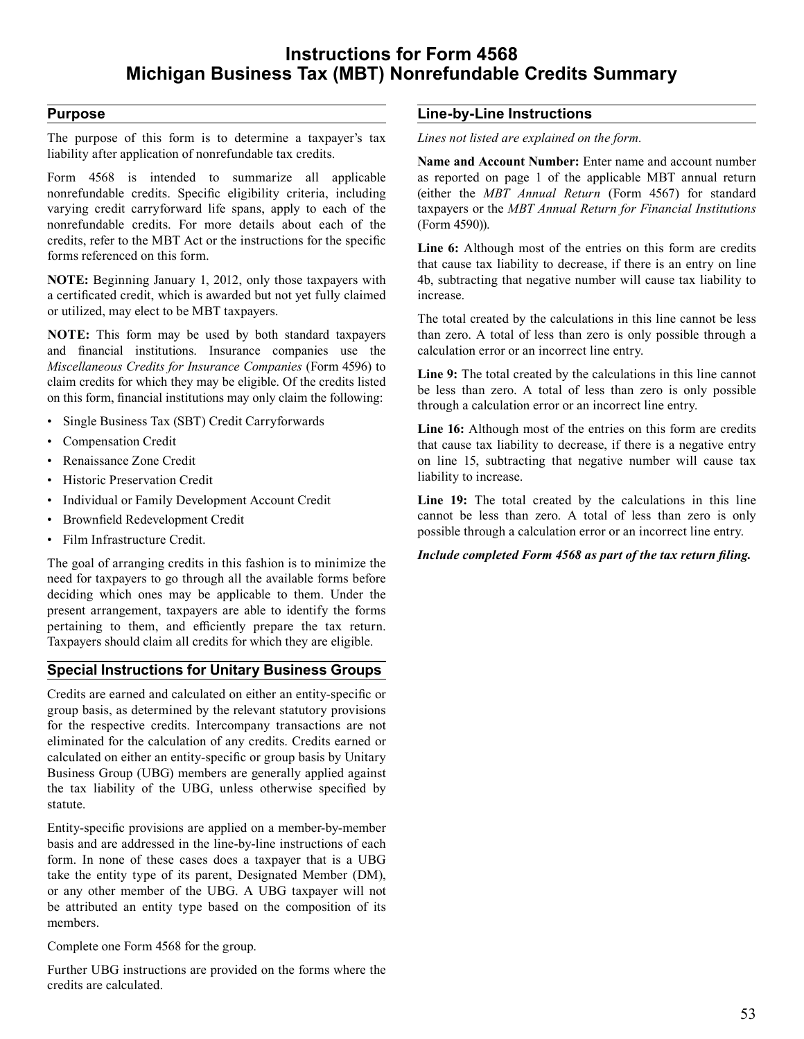# Instructions for Form 4568 Michigan Business Tax (MBT) Nonrefundable Credits Summary

## Purpose

The purpose of this form is to determine a taxpayer's tax liability after application of nonrefundable tax credits.

Form 4568 is intended to summarize all applicable nonrefundable credits. Specific eligibility criteria, including varying credit carryforward life spans, apply to each of the nonrefundable credits. For more details about each of the credits, refer to the MBT Act or the instructions for the specific forms referenced on this form.

**NOTE:** Beginning January 1, 2012, only those taxpayers with a certificated credit, which is awarded but not yet fully claimed or utilized, may elect to be MBT taxpayers.

**NOTE:** This form may be used by both standard taxpayers and financial institutions. Insurance companies use the *Miscellaneous Credits for Insurance Companies* (Form 4596) to claim credits for which they may be eligible. Of the credits listed on this form, financial institutions may only claim the following:

- Single Business Tax (SBT) Credit Carryforwards
- Compensation Credit
- Renaissance Zone Credit
- Historic Preservation Credit
- Individual or Family Development Account Credit
- Brownfield Redevelopment Credit
- Film Infrastructure Credit.

The goal of arranging credits in this fashion is to minimize the need for taxpayers to go through all the available forms before deciding which ones may be applicable to them. Under the present arrangement, taxpayers are able to identify the forms pertaining to them, and efficiently prepare the tax return. Taxpayers should claim all credits for which they are eligible.

## Special Instructions for Unitary Business Groups

Credits are earned and calculated on either an entity-specific or group basis, as determined by the relevant statutory provisions for the respective credits. Intercompany transactions are not eliminated for the calculation of any credits. Credits earned or calculated on either an entity-specific or group basis by Unitary Business Group (UBG) members are generally applied against the tax liability of the UBG, unless otherwise specified by statute.

Entity-specific provisions are applied on a member-by-member basis and are addressed in the line-by-line instructions of each form. In none of these cases does a taxpayer that is a UBG take the entity type of its parent, Designated Member (DM), or any other member of the UBG. A UBG taxpayer will not be attributed an entity type based on the composition of its members.

Complete one Form 4568 for the group.

Further UBG instructions are provided on the forms where the credits are calculated.

## Line-by-Line Instructions

*Lines not listed are explained on the form.*

**Name and Account Number:** Enter name and account number as reported on page 1 of the applicable MBT annual return (either the *MBT Annual Return* (Form 4567) for standard taxpayers or the *MBT Annual Return for Financial Institutions* (Form 4590)).

**Line 6:** Although most of the entries on this form are credits that cause tax liability to decrease, if there is an entry on line 4b, subtracting that negative number will cause tax liability to increase.

The total created by the calculations in this line cannot be less than zero. A total of less than zero is only possible through a calculation error or an incorrect line entry.

**Line 9:** The total created by the calculations in this line cannot be less than zero. A total of less than zero is only possible through a calculation error or an incorrect line entry.

**Line 16:** Although most of the entries on this form are credits that cause tax liability to decrease, if there is a negative entry on line 15, subtracting that negative number will cause tax liability to increase.

**Line 19:** The total created by the calculations in this line cannot be less than zero. A total of less than zero is only possible through a calculation error or an incorrect line entry.

***Include completed Form 4568 as part of the tax return filing.***